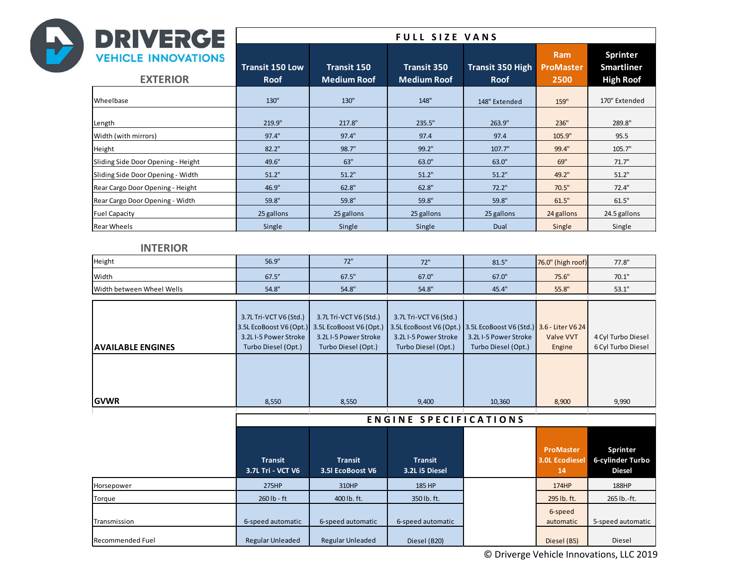# DRIVERGE

## VEHICLE INNOVATIONS

### FULL SIZE VANS

| EXTERIOR | Transit 150 Low Roof | Transit 150 Medium Roof | Transit 350 Medium Roof | Transit 350 High Roof | Ram ProMaster 2500 | Sprinter Smartliner High Roof |
|---|---|---|---|---|---|---|
| Wheelbase | 130" | 130" | 148" | 148" Extended | 159" | 170" Extended |
| Length | 219.9" | 217.8" | 235.5" | 263.9" | 236" | 289.8" |
| Width (with mirrors) | 97.4" | 97.4" | 97.4 | 97.4 | 105.9" | 95.5 |
| Height | 82.2" | 98.7" | 99.2" | 107.7" | 99.4" | 105.7" |
| Sliding Side Door Opening - Height | 49.6" | 63" | 63.0" | 63.0" | 69" | 71.7" |
| Sliding Side Door Opening - Width | 51.2" | 51.2" | 51.2" | 51.2" | 49.2" | 51.2" |
| Rear Cargo Door Opening - Height | 46.9" | 62.8" | 62.8" | 72.2" | 70.5" | 72.4" |
| Rear Cargo Door Opening - Width | 59.8" | 59.8" | 59.8" | 59.8" | 61.5" | 61.5" |
| Fuel Capacity | 25 gallons | 25 gallons | 25 gallons | 25 gallons | 24 gallons | 24.5 gallons |
| Rear Wheels | Single | Single | Single | Dual | Single | Single |
| **INTERIOR** | | | | | | |
| Height | 56.9" | 72" | 72" | 81.5" | 76.0" (high roof) | 77.8" |
| Width | 67.5" | 67.5" | 67.0" | 67.0" | 75.6" | 70.1" |
| Width between Wheel Wells | 54.8" | 54.8" | 54.8" | 45.4" | 55.8" | 53.1" |
| **AVAILABLE ENGINES** | 3.7L Tri-VCT V6 (Std.) 3.5L EcoBoost V6 (Opt.) 3.2L I-5 Power Stroke Turbo Diesel (Opt.) | 3.7L Tri-VCT V6 (Std.) 3.5L EcoBoost V6 (Opt.) 3.2L I-5 Power Stroke Turbo Diesel (Opt.) | 3.7L Tri-VCT V6 (Std.) 3.5L EcoBoost V6 (Opt.) 3.2L I-5 Power Stroke Turbo Diesel (Opt.) | 3.5L EcoBoost V6 (Std.) 3.2L I-5 Power Stroke Turbo Diesel (Opt.) | 3.6 - Liter V6 24 Valve VVT Engine | 4 Cyl Turbo Diesel 6 Cyl Turbo Diesel |
| **GVWR** | 8,550 | 8,550 | 9,400 | 10,360 | 8,900 | 9,990 |

### ENGINE SPECIFICATIONS

| | Transit 3.7L Tri - VCT V6 | Transit 3.5l EcoBoost V6 | Transit 3.2L i5 Diesel | | ProMaster 3.0L Ecodiesel 14 | Sprinter 6-cylinder Turbo Diesel |
|---|---|---|---|---|---|---|
| Horsepower | 275HP | 310HP | 185 HP | | 174HP | 188HP |
| Torque | 260 lb - ft | 400 lb. ft. | 350 lb. ft. | | 295 lb. ft. | 265 lb.-ft. |
| Transmission | 6-speed automatic | 6-speed automatic | 6-speed automatic | | 6-speed automatic | 5-speed automatic |
| Recommended Fuel | Regular Unleaded | Regular Unleaded | Diesel (B20) | | Diesel (B5) | Diesel |

© Driverge Vehicle Innovations, LLC 2019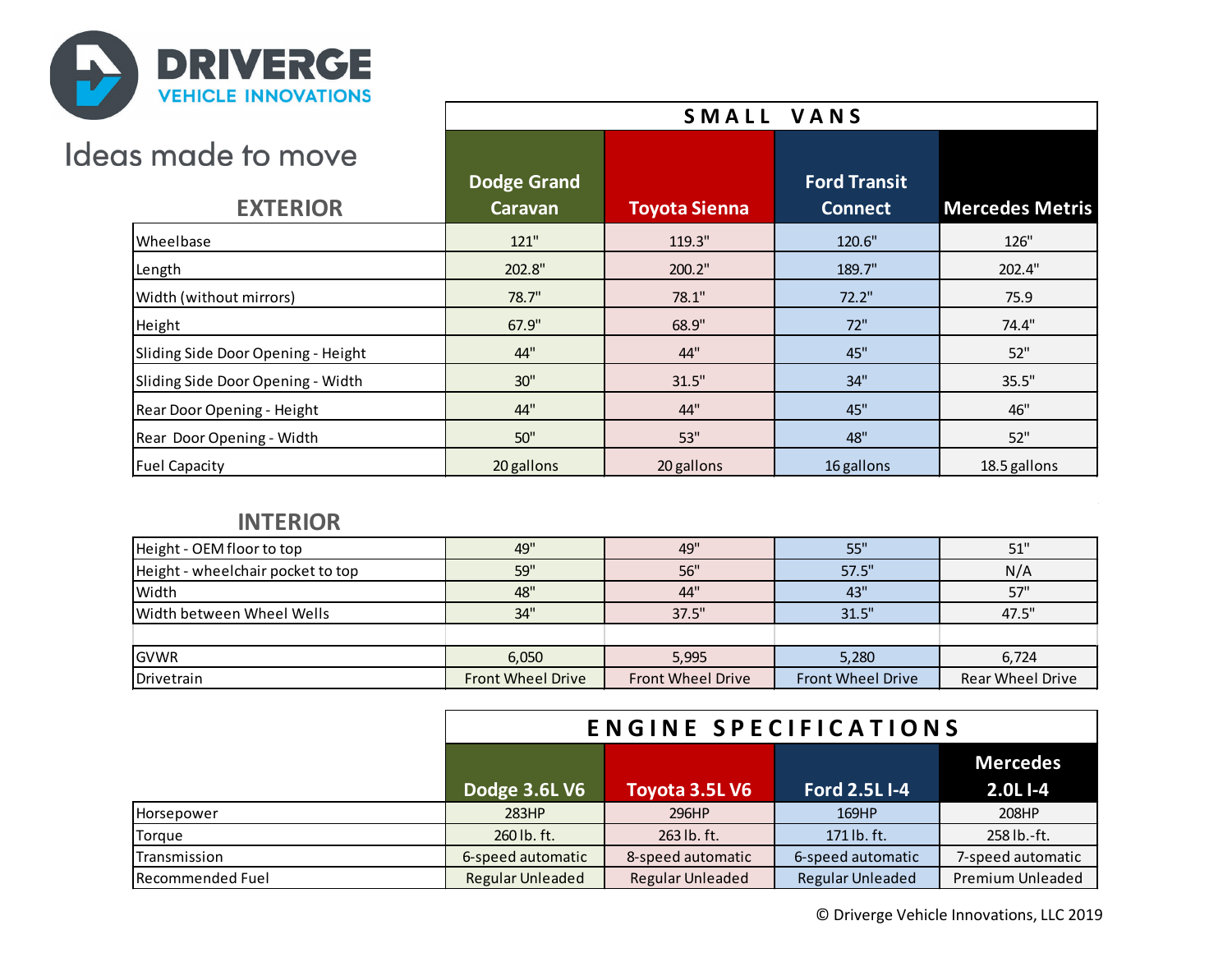# DRIVERGE

VEHICLE INNOVATIONS

Ideas made to move

## SMALL VANS

| EXTERIOR | Dodge Grand Caravan | Toyota Sienna | Ford Transit Connect | Mercedes Metris |
|---|---|---|---|---|
| Wheelbase | 121" | 119.3" | 120.6" | 126" |
| Length | 202.8" | 200.2" | 189.7" | 202.4" |
| Width (without mirrors) | 78.7" | 78.1" | 72.2" | 75.9 |
| Height | 67.9" | 68.9" | 72" | 74.4" |
| Sliding Side Door Opening - Height | 44" | 44" | 45" | 52" |
| Sliding Side Door Opening - Width | 30" | 31.5" | 34" | 35.5" |
| Rear Door Opening - Height | 44" | 44" | 45" | 46" |
| Rear Door Opening - Width | 50" | 53" | 48" | 52" |
| Fuel Capacity | 20 gallons | 20 gallons | 16 gallons | 18.5 gallons |

| INTERIOR | Dodge Grand Caravan | Toyota Sienna | Ford Transit Connect | Mercedes Metris |
|---|---|---|---|---|
| Height - OEM floor to top | 49" | 49" | 55" | 51" |
| Height - wheelchair pocket to top | 59" | 56" | 57.5" | N/A |
| Width | 48" | 44" | 43" | 57" |
| Width between Wheel Wells | 34" | 37.5" | 31.5" | 47.5" |
| | | | | |
| GVWR | 6,050 | 5,995 | 5,280 | 6,724 |
| Drivetrain | Front Wheel Drive | Front Wheel Drive | Front Wheel Drive | Rear Wheel Drive |

## ENGINE SPECIFICATIONS

| | Dodge 3.6L V6 | Toyota 3.5L V6 | Ford 2.5L I-4 | Mercedes 2.0L I-4 |
|---|---|---|---|---|
| Horsepower | 283HP | 296HP | 169HP | 208HP |
| Torque | 260 lb. ft. | 263 lb. ft. | 171 lb. ft. | 258 lb.-ft. |
| Transmission | 6-speed automatic | 8-speed automatic | 6-speed automatic | 7-speed automatic |
| Recommended Fuel | Regular Unleaded | Regular Unleaded | Regular Unleaded | Premium Unleaded |

© Driverge Vehicle Innovations, LLC 2019